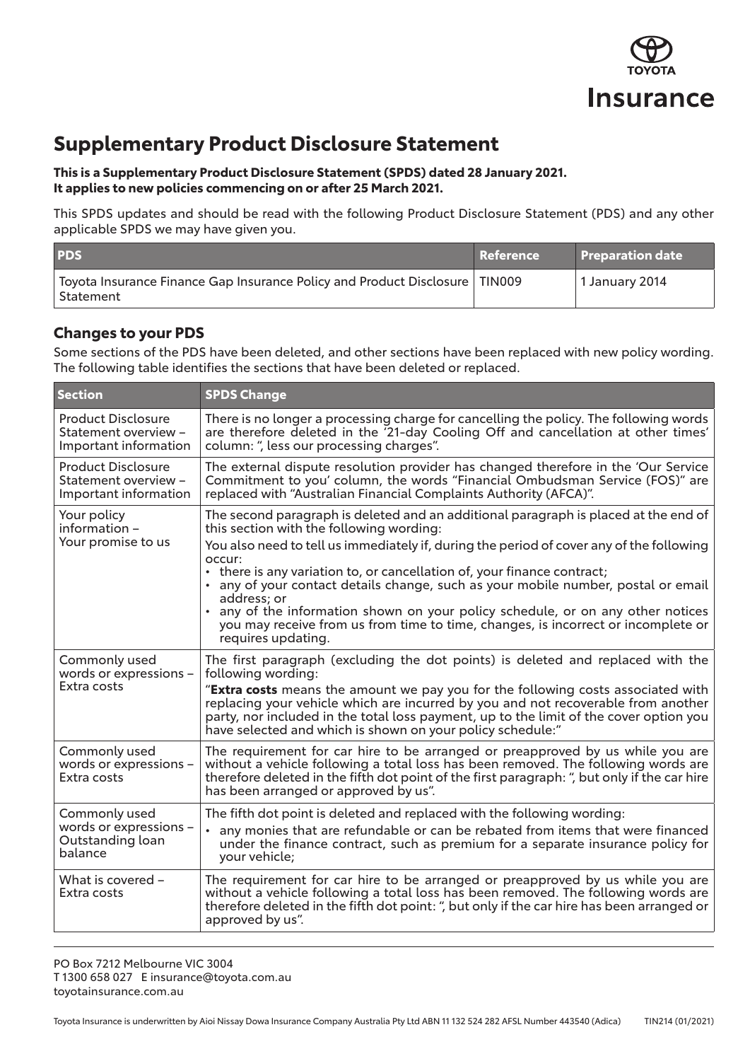Toyota Insurance

# Supplementary Product Disclosure Statement

**This is a Supplementary Product Disclosure Statement (SPDS) dated 28 January 2021.**
**It applies to new policies commencing on or after 25 March 2021.**

This SPDS updates and should be read with the following Product Disclosure Statement (PDS) and any other applicable SPDS we may have given you.

| PDS | Reference | Preparation date |
|---|---|---|
| Toyota Insurance Finance Gap Insurance Policy and Product Disclosure Statement | TIN009 | 1 January 2014 |

## Changes to your PDS

Some sections of the PDS have been deleted, and other sections have been replaced with new policy wording. The following table identifies the sections that have been deleted or replaced.

| Section | SPDS Change |
|---|---|
| Product Disclosure Statement overview – Important information | There is no longer a processing charge for cancelling the policy. The following words are therefore deleted in the '21-day Cooling Off and cancellation at other times' column: ", less our processing charges". |
| Product Disclosure Statement overview – Important information | The external dispute resolution provider has changed therefore in the 'Our Service Commitment to you' column, the words "Financial Ombudsman Service (FOS)" are replaced with "Australian Financial Complaints Authority (AFCA)". |
| Your policy information – Your promise to us | The second paragraph is deleted and an additional paragraph is placed at the end of this section with the following wording:<br>You also need to tell us immediately if, during the period of cover any of the following occur:<br>• there is any variation to, or cancellation of, your finance contract;<br>• any of your contact details change, such as your mobile number, postal or email address; or<br>• any of the information shown on your policy schedule, or on any other notices you may receive from us from time to time, changes, is incorrect or incomplete or requires updating. |
| Commonly used words or expressions – Extra costs | The first paragraph (excluding the dot points) is deleted and replaced with the following wording:<br>"**Extra costs** means the amount we pay you for the following costs associated with replacing your vehicle which are incurred by you and not recoverable from another party, nor included in the total loss payment, up to the limit of the cover option you have selected and which is shown on your policy schedule:" |
| Commonly used words or expressions – Extra costs | The requirement for car hire to be arranged or preapproved by us while you are without a vehicle following a total loss has been removed. The following words are therefore deleted in the fifth dot point of the first paragraph: ", but only if the car hire has been arranged or approved by us". |
| Commonly used words or expressions – Outstanding loan balance | The fifth dot point is deleted and replaced with the following wording:<br>• any monies that are refundable or can be rebated from items that were financed under the finance contract, such as premium for a separate insurance policy for your vehicle; |
| What is covered – Extra costs | The requirement for car hire to be arranged or preapproved by us while you are without a vehicle following a total loss has been removed. The following words are therefore deleted in the fifth dot point: ", but only if the car hire has been arranged or approved by us". |

PO Box 7212 Melbourne VIC 3004
T 1300 658 027 E insurance@toyota.com.au
toyotainsurance.com.au

Toyota Insurance is underwritten by Aioi Nissay Dowa Insurance Company Australia Pty Ltd ABN 11 132 524 282 AFSL Number 443540 (Adica) TIN214 (01/2021)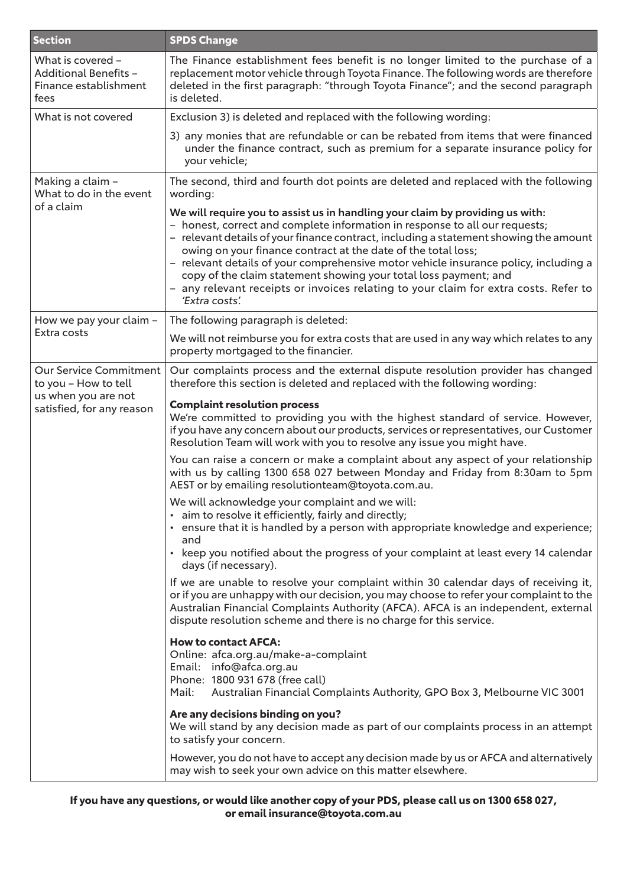| Section | SPDS Change |
|---|---|
| What is covered – Additional Benefits – Finance establishment fees | The Finance establishment fees benefit is no longer limited to the purchase of a replacement motor vehicle through Toyota Finance. The following words are therefore deleted in the first paragraph: "through Toyota Finance"; and the second paragraph is deleted. |
| What is not covered | Exclusion 3) is deleted and replaced with the following wording:<br><br>3) any monies that are refundable or can be rebated from items that were financed under the finance contract, such as premium for a separate insurance policy for your vehicle; |
| Making a claim – What to do in the event of a claim | The second, third and fourth dot points are deleted and replaced with the following wording:<br><br>**We will require you to assist us in handling your claim by providing us with:**<br>– honest, correct and complete information in response to all our requests;<br>– relevant details of your finance contract, including a statement showing the amount owing on your finance contract at the date of the total loss;<br>– relevant details of your comprehensive motor vehicle insurance policy, including a copy of the claim statement showing your total loss payment; and<br>– any relevant receipts or invoices relating to your claim for extra costs. Refer to *'Extra costs'.* |
| How we pay your claim – Extra costs | The following paragraph is deleted:<br><br>We will not reimburse you for extra costs that are used in any way which relates to any property mortgaged to the financier. |
| Our Service Commitment to you – How to tell us when you are not satisfied, for any reason | Our complaints process and the external dispute resolution provider has changed therefore this section is deleted and replaced with the following wording:<br><br>**Complaint resolution process**<br>We're committed to providing you with the highest standard of service. However, if you have any concern about our products, services or representatives, our Customer Resolution Team will work with you to resolve any issue you might have.<br><br>You can raise a concern or make a complaint about any aspect of your relationship with us by calling 1300 658 027 between Monday and Friday from 8:30am to 5pm AEST or by emailing resolutionteam@toyota.com.au.<br><br>We will acknowledge your complaint and we will:<br>• aim to resolve it efficiently, fairly and directly;<br>• ensure that it is handled by a person with appropriate knowledge and experience; and<br>• keep you notified about the progress of your complaint at least every 14 calendar days (if necessary).<br><br>If we are unable to resolve your complaint within 30 calendar days of receiving it, or if you are unhappy with our decision, you may choose to refer your complaint to the Australian Financial Complaints Authority (AFCA). AFCA is an independent, external dispute resolution scheme and there is no charge for this service.<br><br>**How to contact AFCA:**<br>Online: afca.org.au/make-a-complaint<br>Email: info@afca.org.au<br>Phone: 1800 931 678 (free call)<br>Mail: Australian Financial Complaints Authority, GPO Box 3, Melbourne VIC 3001<br><br>**Are any decisions binding on you?**<br>We will stand by any decision made as part of our complaints process in an attempt to satisfy your concern.<br><br>However, you do not have to accept any decision made by us or AFCA and alternatively may wish to seek your own advice on this matter elsewhere. |

**If you have any questions, or would like another copy of your PDS, please call us on 1300 658 027, or email insurance@toyota.com.au**